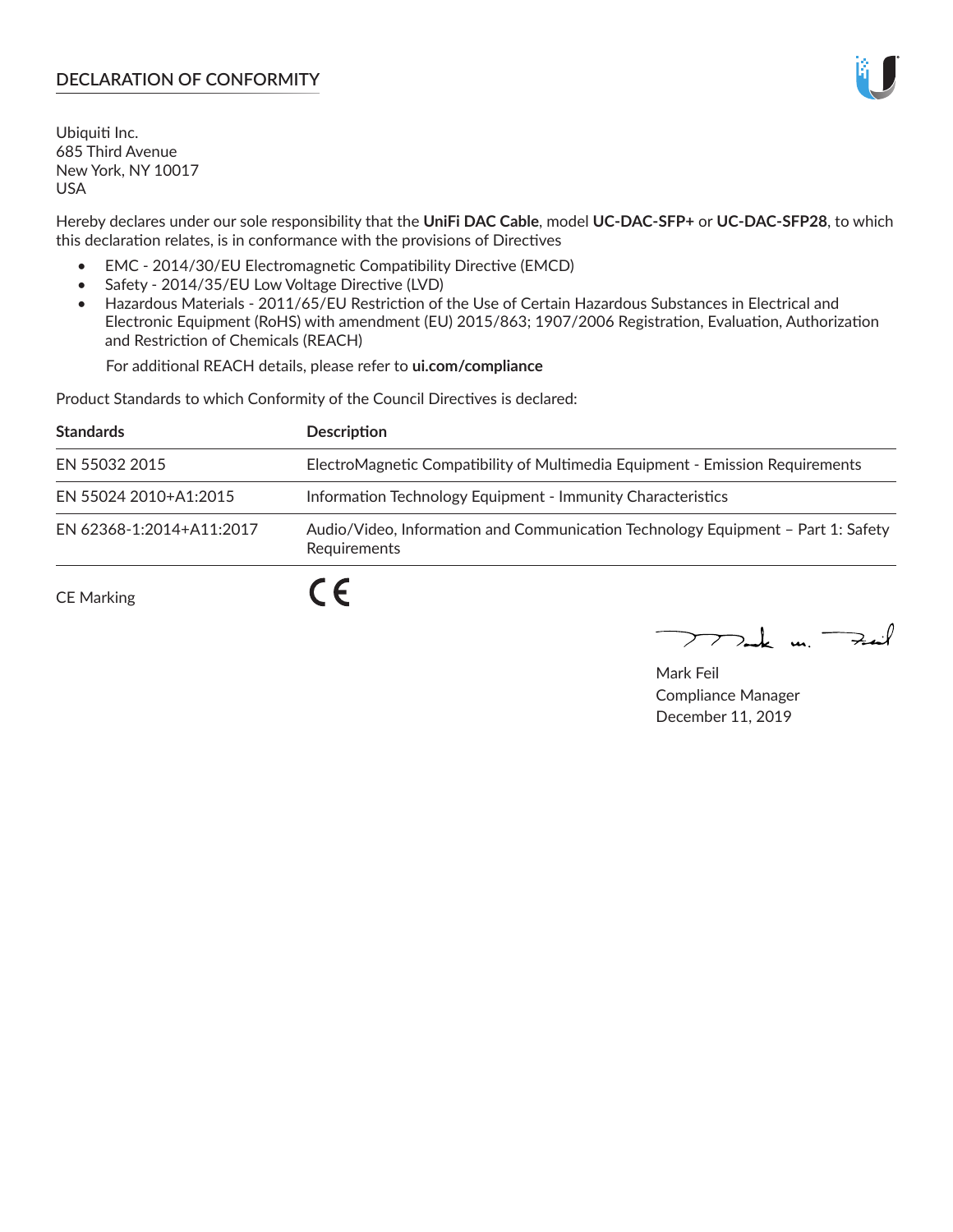## DECLARATION OF CONFORMITY

Ubiquiti Inc.
685 Third Avenue
New York, NY 10017
USA

Hereby declares under our sole responsibility that the **UniFi DAC Cable**, model **UC-DAC-SFP+** or **UC-DAC-SFP28**, to which this declaration relates, is in conformance with the provisions of Directives

- EMC - 2014/30/EU Electromagnetic Compatibility Directive (EMCD)
- Safety - 2014/35/EU Low Voltage Directive (LVD)
- Hazardous Materials - 2011/65/EU Restriction of the Use of Certain Hazardous Substances in Electrical and Electronic Equipment (RoHS) with amendment (EU) 2015/863; 1907/2006 Registration, Evaluation, Authorization and Restriction of Chemicals (REACH)

  For additional REACH details, please refer to **ui.com/compliance**

Product Standards to which Conformity of the Council Directives is declared:

| **Standards** | **Description** |
| --- | --- |
| EN 55032 2015 | ElectroMagnetic Compatibility of Multimedia Equipment - Emission Requirements |
| EN 55024 2010+A1:2015 | Information Technology Equipment - Immunity Characteristics |
| EN 62368-1:2014+A11:2017 | Audio/Video, Information and Communication Technology Equipment – Part 1: Safety Requirements |

CE Marking CE

Mark Feil
Compliance Manager
December 11, 2019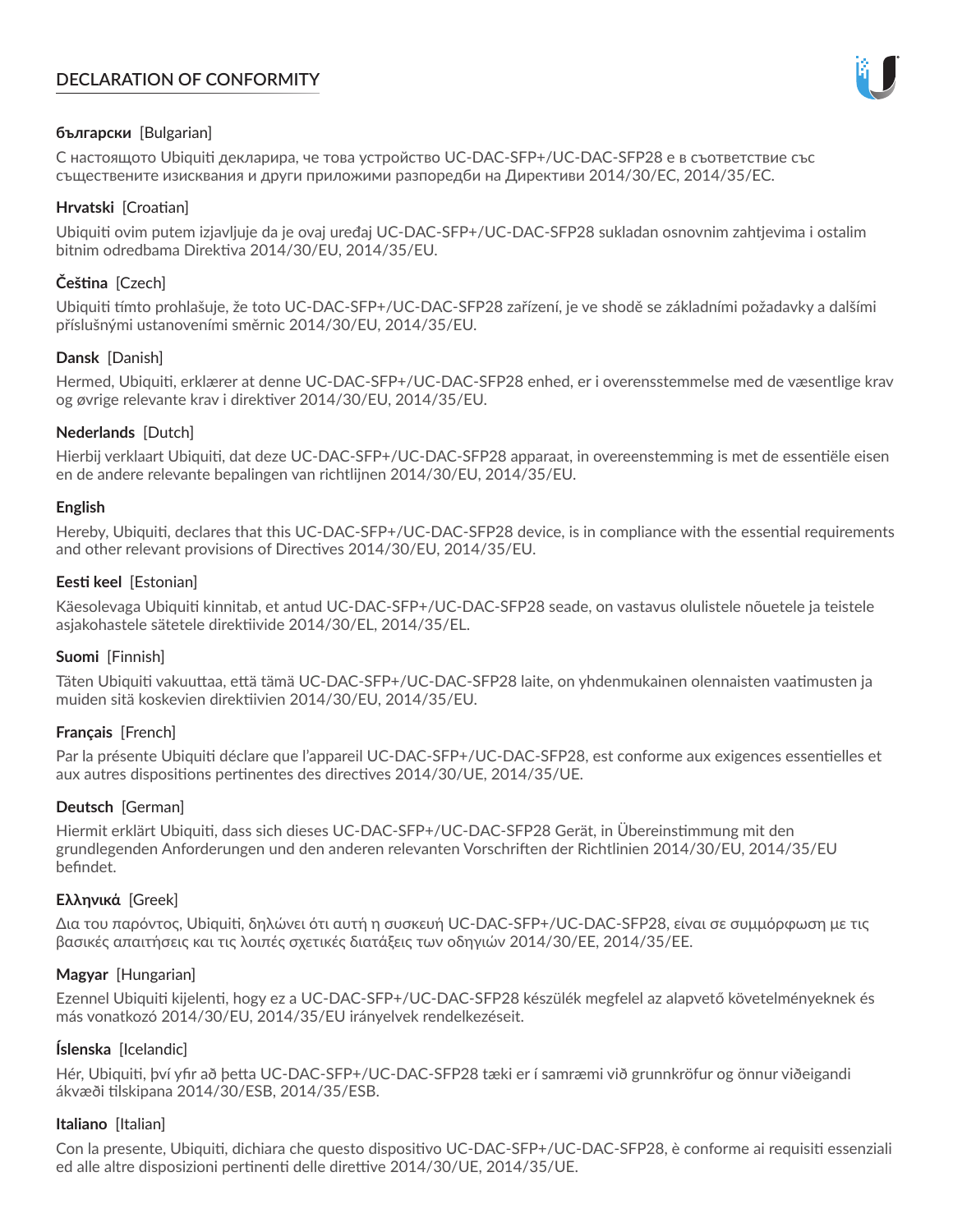# DECLARATION OF CONFORMITY

**български** [Bulgarian]

С настоящото Ubiquiti декларира, че това устройство UC-DAC-SFP+/UC-DAC-SFP28 е в съответствие със съществените изисквания и други приложими разпоредби на Директиви 2014/30/ЕС, 2014/35/ЕС.

**Hrvatski** [Croatian]

Ubiquiti ovim putem izjavljuje da je ovaj uređaj UC-DAC-SFP+/UC-DAC-SFP28 sukladan osnovnim zahtjevima i ostalim bitnim odredbama Direktiva 2014/30/EU, 2014/35/EU.

**Čeština** [Czech]

Ubiquiti tímto prohlašuje, že toto UC-DAC-SFP+/UC-DAC-SFP28 zařízení, je ve shodě se základními požadavky a dalšími příslušnými ustanoveními směrnic 2014/30/EU, 2014/35/EU.

**Dansk** [Danish]

Hermed, Ubiquiti, erklærer at denne UC-DAC-SFP+/UC-DAC-SFP28 enhed, er i overensstemmelse med de væsentlige krav og øvrige relevante krav i direktiver 2014/30/EU, 2014/35/EU.

**Nederlands** [Dutch]

Hierbij verklaart Ubiquiti, dat deze UC-DAC-SFP+/UC-DAC-SFP28 apparaat, in overeenstemming is met de essentiële eisen en de andere relevante bepalingen van richtlijnen 2014/30/EU, 2014/35/EU.

**English**

Hereby, Ubiquiti, declares that this UC-DAC-SFP+/UC-DAC-SFP28 device, is in compliance with the essential requirements and other relevant provisions of Directives 2014/30/EU, 2014/35/EU.

**Eesti keel** [Estonian]

Käesolevaga Ubiquiti kinnitab, et antud UC-DAC-SFP+/UC-DAC-SFP28 seade, on vastavus olulistele nõuetele ja teistele asjakohastele sätetele direktiivide 2014/30/EL, 2014/35/EL.

**Suomi** [Finnish]

Täten Ubiquiti vakuuttaa, että tämä UC-DAC-SFP+/UC-DAC-SFP28 laite, on yhdenmukainen olennaisten vaatimusten ja muiden sitä koskevien direktiivien 2014/30/EU, 2014/35/EU.

**Français** [French]

Par la présente Ubiquiti déclare que l'appareil UC-DAC-SFP+/UC-DAC-SFP28, est conforme aux exigences essentielles et aux autres dispositions pertinentes des directives 2014/30/UE, 2014/35/UE.

**Deutsch** [German]

Hiermit erklärt Ubiquiti, dass sich dieses UC-DAC-SFP+/UC-DAC-SFP28 Gerät, in Übereinstimmung mit den grundlegenden Anforderungen und den anderen relevanten Vorschriften der Richtlinien 2014/30/EU, 2014/35/EU befindet.

**Ελληνικά** [Greek]

Δια του παρόντος, Ubiquiti, δηλώνει ότι αυτή η συσκευή UC-DAC-SFP+/UC-DAC-SFP28, είναι σε συμμόρφωση με τις βασικές απαιτήσεις και τις λοιπές σχετικές διατάξεις των οδηγιών 2014/30/EE, 2014/35/EE.

**Magyar** [Hungarian]

Ezennel Ubiquiti kijelenti, hogy ez a UC-DAC-SFP+/UC-DAC-SFP28 készülék megfelel az alapvető követelményeknek és más vonatkozó 2014/30/EU, 2014/35/EU irányelvek rendelkezéseit.

**Íslenska** [Icelandic]

Hér, Ubiquiti, því yfir að þetta UC-DAC-SFP+/UC-DAC-SFP28 tæki er í samræmi við grunnkröfur og önnur viðeigandi ákvæði tilskipana 2014/30/ESB, 2014/35/ESB.

**Italiano** [Italian]

Con la presente, Ubiquiti, dichiara che questo dispositivo UC-DAC-SFP+/UC-DAC-SFP28, è conforme ai requisiti essenziali ed alle altre disposizioni pertinenti delle direttive 2014/30/UE, 2014/35/UE.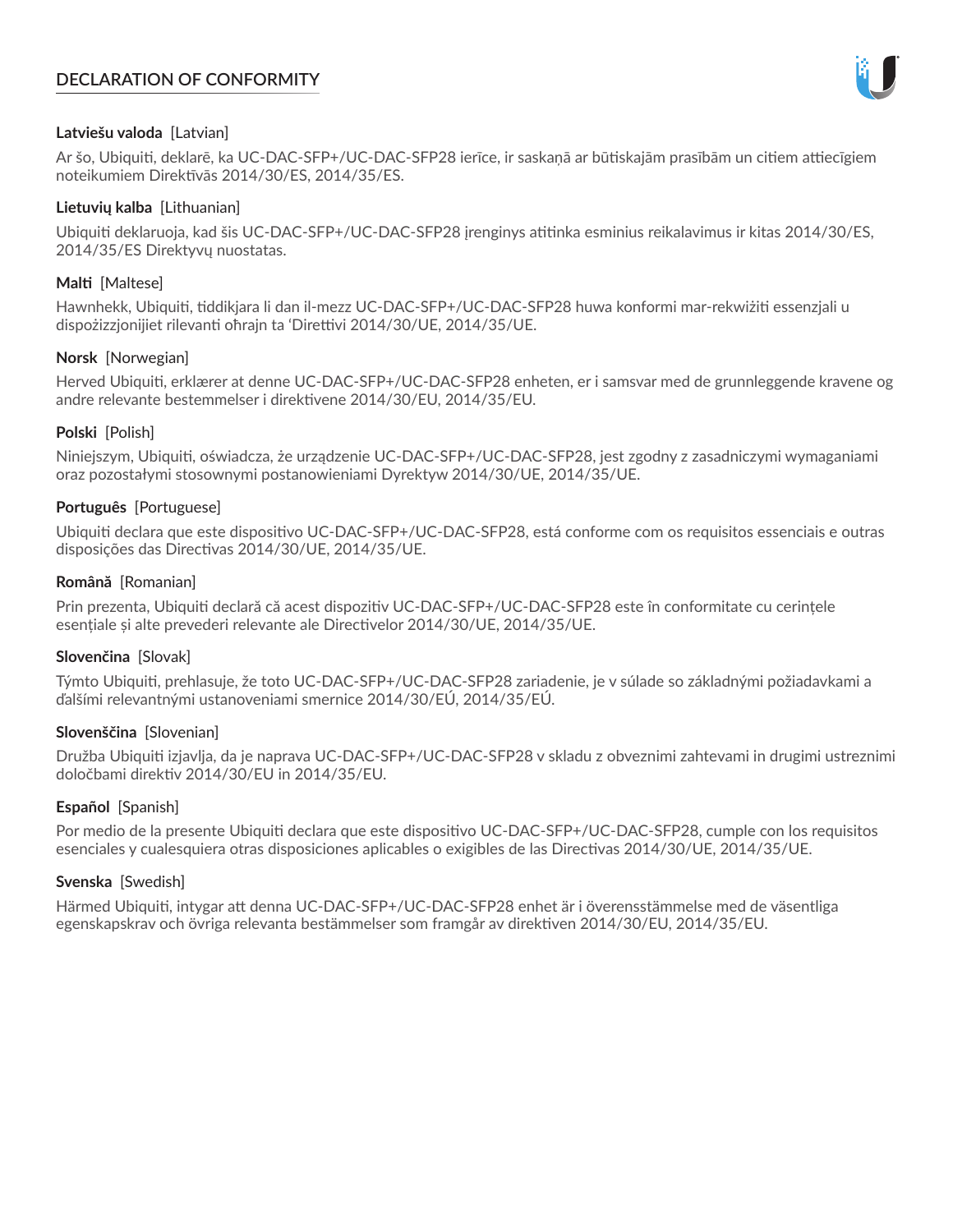DECLARATION OF CONFORMITY

**Latviešu valoda** [Latvian]

Ar šo, Ubiquiti, deklarē, ka UC-DAC-SFP+/UC-DAC-SFP28 ierīce, ir saskaņā ar būtiskajām prasībām un citiem attiecīgiem noteikumiem Direktīvās 2014/30/ES, 2014/35/ES.

**Lietuvių kalba** [Lithuanian]

Ubiquiti deklaruoja, kad šis UC-DAC-SFP+/UC-DAC-SFP28 įrenginys atitinka esminius reikalavimus ir kitas 2014/30/ES, 2014/35/ES Direktyvų nuostatas.

**Malti** [Maltese]

Hawnhekk, Ubiquiti, tiddikjara li dan il-mezz UC-DAC-SFP+/UC-DAC-SFP28 huwa konformi mar-rekwiżiti essenzjali u dispożizzjonijiet rilevanti oħrajn ta 'Direttivi 2014/30/UE, 2014/35/UE.

**Norsk** [Norwegian]

Herved Ubiquiti, erklærer at denne UC-DAC-SFP+/UC-DAC-SFP28 enheten, er i samsvar med de grunnleggende kravene og andre relevante bestemmelser i direktivene 2014/30/EU, 2014/35/EU.

**Polski** [Polish]

Niniejszym, Ubiquiti, oświadcza, że urządzenie UC-DAC-SFP+/UC-DAC-SFP28, jest zgodny z zasadniczymi wymaganiami oraz pozostałymi stosownymi postanowieniami Dyrektyw 2014/30/UE, 2014/35/UE.

**Português** [Portuguese]

Ubiquiti declara que este dispositivo UC-DAC-SFP+/UC-DAC-SFP28, está conforme com os requisitos essenciais e outras disposições das Directivas 2014/30/UE, 2014/35/UE.

**Română** [Romanian]

Prin prezenta, Ubiquiti declară că acest dispozitiv UC-DAC-SFP+/UC-DAC-SFP28 este în conformitate cu cerințele esențiale și alte prevederi relevante ale Directivelor 2014/30/UE, 2014/35/UE.

**Slovenčina** [Slovak]

Týmto Ubiquiti, prehlasuje, že toto UC-DAC-SFP+/UC-DAC-SFP28 zariadenie, je v súlade so základnými požiadavkami a ďalšími relevantnými ustanoveniami smernice 2014/30/EÚ, 2014/35/EÚ.

**Slovenščina** [Slovenian]

Družba Ubiquiti izjavlja, da je naprava UC-DAC-SFP+/UC-DAC-SFP28 v skladu z obveznimi zahtevami in drugimi ustreznimi določbami direktiv 2014/30/EU in 2014/35/EU.

**Español** [Spanish]

Por medio de la presente Ubiquiti declara que este dispositivo UC-DAC-SFP+/UC-DAC-SFP28, cumple con los requisitos esenciales y cualesquiera otras disposiciones aplicables o exigibles de las Directivas 2014/30/UE, 2014/35/UE.

**Svenska** [Swedish]

Härmed Ubiquiti, intygar att denna UC-DAC-SFP+/UC-DAC-SFP28 enhet är i överensstämmelse med de väsentliga egenskapskrav och övriga relevanta bestämmelser som framgår av direktiven 2014/30/EU, 2014/35/EU.